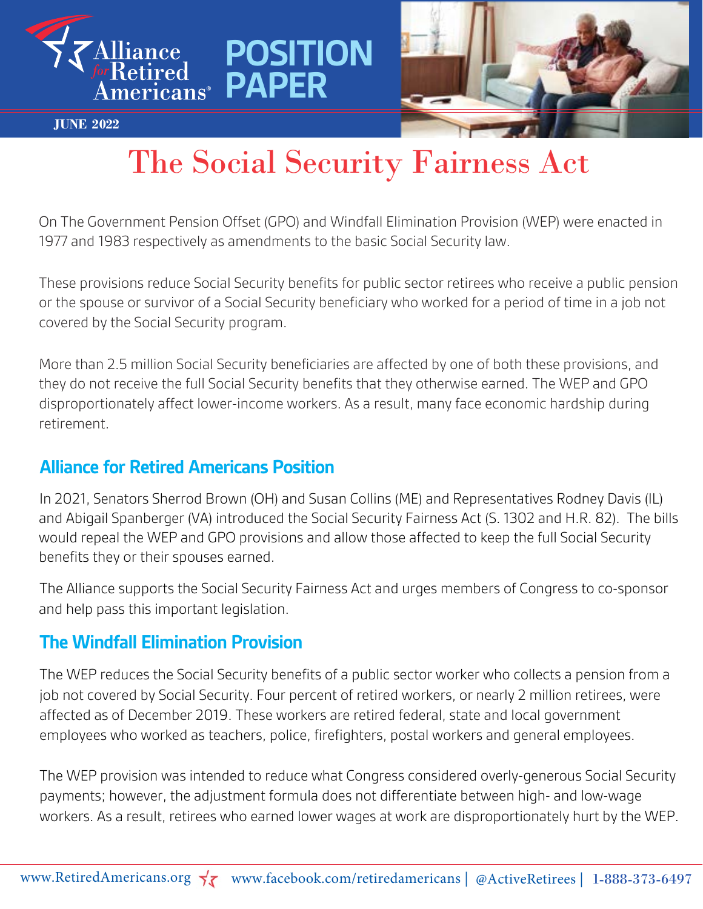Alliance for Retired Americans

# POSITION PAPER

**JUNE 2022**

# The Social Security Fairness Act

On The Government Pension Offset (GPO) and Windfall Elimination Provision (WEP) were enacted in 1977 and 1983 respectively as amendments to the basic Social Security law.

These provisions reduce Social Security benefits for public sector retirees who receive a public pension or the spouse or survivor of a Social Security beneficiary who worked for a period of time in a job not covered by the Social Security program.

More than 2.5 million Social Security beneficiaries are affected by one of both these provisions, and they do not receive the full Social Security benefits that they otherwise earned. The WEP and GPO disproportionately affect lower-income workers. As a result, many face economic hardship during retirement.

## Alliance for Retired Americans Position

In 2021, Senators Sherrod Brown (OH) and Susan Collins (ME) and Representatives Rodney Davis (IL) and Abigail Spanberger (VA) introduced the Social Security Fairness Act (S. 1302 and H.R. 82). The bills would repeal the WEP and GPO provisions and allow those affected to keep the full Social Security benefits they or their spouses earned.

The Alliance supports the Social Security Fairness Act and urges members of Congress to co-sponsor and help pass this important legislation.

## The Windfall Elimination Provision

The WEP reduces the Social Security benefits of a public sector worker who collects a pension from a job not covered by Social Security. Four percent of retired workers, or nearly 2 million retirees, were affected as of December 2019. These workers are retired federal, state and local government employees who worked as teachers, police, firefighters, postal workers and general employees.

The WEP provision was intended to reduce what Congress considered overly-generous Social Security payments; however, the adjustment formula does not differentiate between high- and low-wage workers. As a result, retirees who earned lower wages at work are disproportionately hurt by the WEP.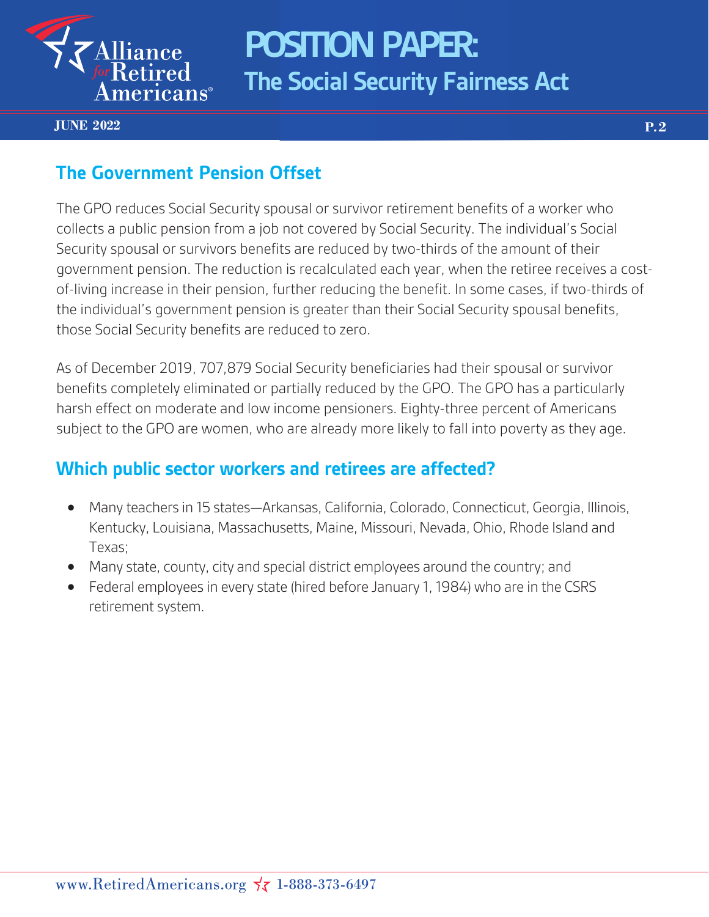## The Government Pension Offset

The GPO reduces Social Security spousal or survivor retirement benefits of a worker who collects a public pension from a job not covered by Social Security. The individual's Social Security spousal or survivors benefits are reduced by two-thirds of the amount of their government pension. The reduction is recalculated each year, when the retiree receives a cost-of-living increase in their pension, further reducing the benefit. In some cases, if two-thirds of the individual's government pension is greater than their Social Security spousal benefits, those Social Security benefits are reduced to zero.

As of December 2019, 707,879 Social Security beneficiaries had their spousal or survivor benefits completely eliminated or partially reduced by the GPO. The GPO has a particularly harsh effect on moderate and low income pensioners. Eighty-three percent of Americans subject to the GPO are women, who are already more likely to fall into poverty as they age.

## Which public sector workers and retirees are affected?

- Many teachers in 15 states—Arkansas, California, Colorado, Connecticut, Georgia, Illinois, Kentucky, Louisiana, Massachusetts, Maine, Missouri, Nevada, Ohio, Rhode Island and Texas;
- Many state, county, city and special district employees around the country; and
- Federal employees in every state (hired before January 1, 1984) who are in the CSRS retirement system.